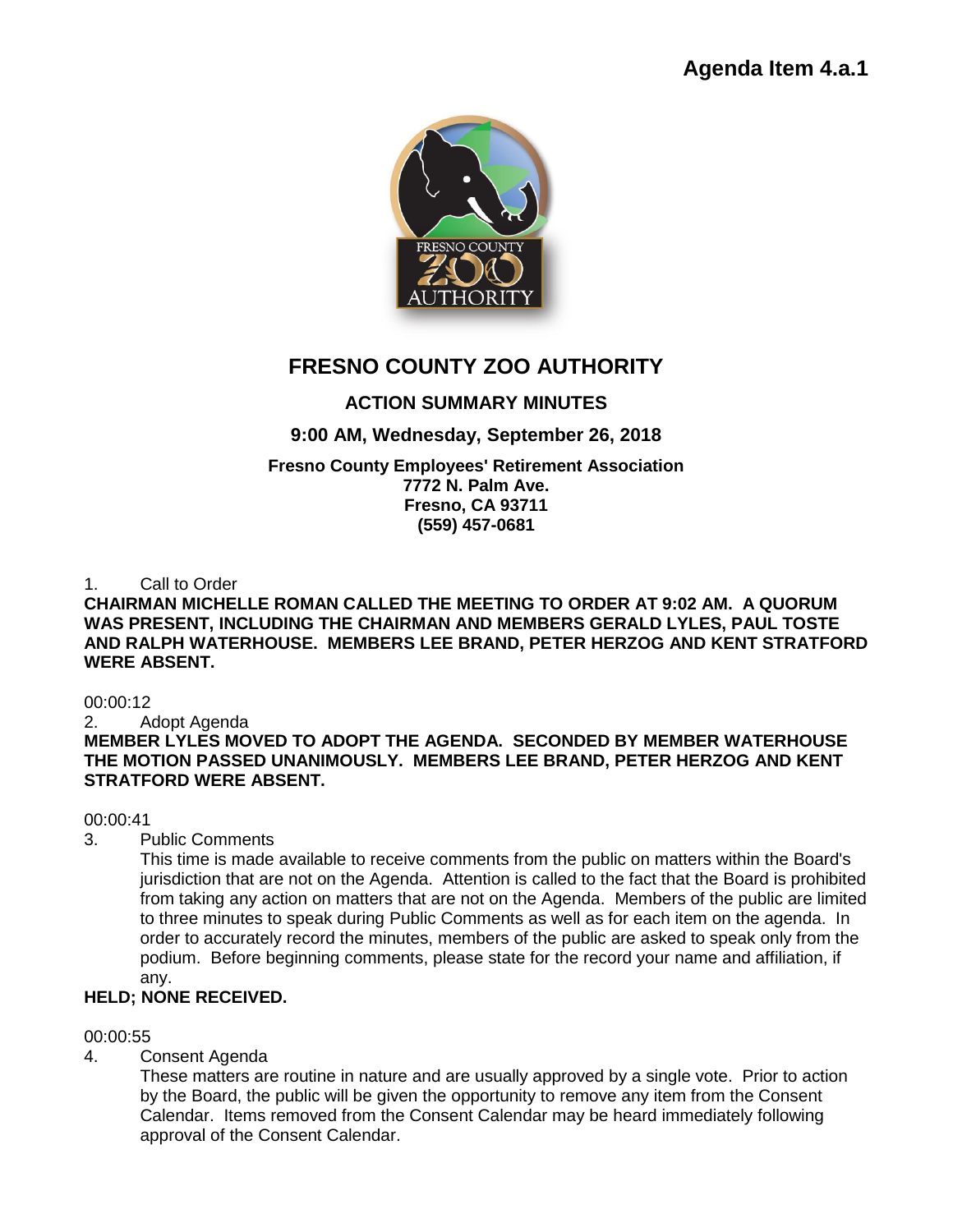**Agenda Item 4.a.1**

# FRESNO COUNTY ZOO AUTHORITY

## ACTION SUMMARY MINUTES

### 9:00 AM, Wednesday, September 26, 2018

**Fresno County Employees' Retirement Association**
**7772 N. Palm Ave.**
**Fresno, CA 93711**
**(559) 457-0681**

1. Call to Order

**CHAIRMAN MICHELLE ROMAN CALLED THE MEETING TO ORDER AT 9:02 AM. A QUORUM WAS PRESENT, INCLUDING THE CHAIRMAN AND MEMBERS GERALD LYLES, PAUL TOSTE AND RALPH WATERHOUSE. MEMBERS LEE BRAND, PETER HERZOG AND KENT STRATFORD WERE ABSENT.**

00:00:12

2. Adopt Agenda

**MEMBER LYLES MOVED TO ADOPT THE AGENDA. SECONDED BY MEMBER WATERHOUSE THE MOTION PASSED UNANIMOUSLY. MEMBERS LEE BRAND, PETER HERZOG AND KENT STRATFORD WERE ABSENT.**

00:00:41

3. Public Comments

   This time is made available to receive comments from the public on matters within the Board's jurisdiction that are not on the Agenda. Attention is called to the fact that the Board is prohibited from taking any action on matters that are not on the Agenda. Members of the public are limited to three minutes to speak during Public Comments as well as for each item on the agenda. In order to accurately record the minutes, members of the public are asked to speak only from the podium. Before beginning comments, please state for the record your name and affiliation, if any.

**HELD; NONE RECEIVED.**

00:00:55

4. Consent Agenda

   These matters are routine in nature and are usually approved by a single vote. Prior to action by the Board, the public will be given the opportunity to remove any item from the Consent Calendar. Items removed from the Consent Calendar may be heard immediately following approval of the Consent Calendar.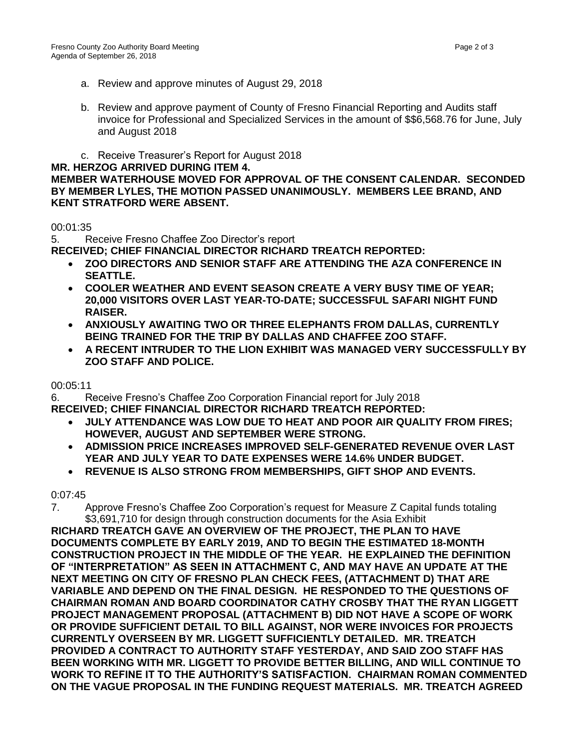a. Review and approve minutes of August 29, 2018

b. Review and approve payment of County of Fresno Financial Reporting and Audits staff invoice for Professional and Specialized Services in the amount of $$6,568.76 for June, July and August 2018

c. Receive Treasurer's Report for August 2018

**MR. HERZOG ARRIVED DURING ITEM 4.**

**MEMBER WATERHOUSE MOVED FOR APPROVAL OF THE CONSENT CALENDAR. SECONDED BY MEMBER LYLES, THE MOTION PASSED UNANIMOUSLY. MEMBERS LEE BRAND, AND KENT STRATFORD WERE ABSENT.**

00:01:35

5. Receive Fresno Chaffee Zoo Director's report

**RECEIVED; CHIEF FINANCIAL DIRECTOR RICHARD TREATCH REPORTED:**

- **ZOO DIRECTORS AND SENIOR STAFF ARE ATTENDING THE AZA CONFERENCE IN SEATTLE.**
- **COOLER WEATHER AND EVENT SEASON CREATE A VERY BUSY TIME OF YEAR; 20,000 VISITORS OVER LAST YEAR-TO-DATE; SUCCESSFUL SAFARI NIGHT FUND RAISER.**
- **ANXIOUSLY AWAITING TWO OR THREE ELEPHANTS FROM DALLAS, CURRENTLY BEING TRAINED FOR THE TRIP BY DALLAS AND CHAFFEE ZOO STAFF.**
- **A RECENT INTRUDER TO THE LION EXHIBIT WAS MANAGED VERY SUCCESSFULLY BY ZOO STAFF AND POLICE.**

00:05:11

6. Receive Fresno's Chaffee Zoo Corporation Financial report for July 2018

**RECEIVED; CHIEF FINANCIAL DIRECTOR RICHARD TREATCH REPORTED:**

- **JULY ATTENDANCE WAS LOW DUE TO HEAT AND POOR AIR QUALITY FROM FIRES; HOWEVER, AUGUST AND SEPTEMBER WERE STRONG.**
- **ADMISSION PRICE INCREASES IMPROVED SELF-GENERATED REVENUE OVER LAST YEAR AND JULY YEAR TO DATE EXPENSES WERE 14.6% UNDER BUDGET.**
- **REVENUE IS ALSO STRONG FROM MEMBERSHIPS, GIFT SHOP AND EVENTS.**

0:07:45

7. Approve Fresno's Chaffee Zoo Corporation's request for Measure Z Capital funds totaling $3,691,710 for design through construction documents for the Asia Exhibit

**RICHARD TREATCH GAVE AN OVERVIEW OF THE PROJECT, THE PLAN TO HAVE DOCUMENTS COMPLETE BY EARLY 2019, AND TO BEGIN THE ESTIMATED 18-MONTH CONSTRUCTION PROJECT IN THE MIDDLE OF THE YEAR. HE EXPLAINED THE DEFINITION OF "INTERPRETATION" AS SEEN IN ATTACHMENT C, AND MAY HAVE AN UPDATE AT THE NEXT MEETING ON CITY OF FRESNO PLAN CHECK FEES, (ATTACHMENT D) THAT ARE VARIABLE AND DEPEND ON THE FINAL DESIGN. HE RESPONDED TO THE QUESTIONS OF CHAIRMAN ROMAN AND BOARD COORDINATOR CATHY CROSBY THAT THE RYAN LIGGETT PROJECT MANAGEMENT PROPOSAL (ATTACHMENT B) DID NOT HAVE A SCOPE OF WORK OR PROVIDE SUFFICIENT DETAIL TO BILL AGAINST, NOR WERE INVOICES FOR PROJECTS CURRENTLY OVERSEEN BY MR. LIGGETT SUFFICIENTLY DETAILED. MR. TREATCH PROVIDED A CONTRACT TO AUTHORITY STAFF YESTERDAY, AND SAID ZOO STAFF HAS BEEN WORKING WITH MR. LIGGETT TO PROVIDE BETTER BILLING, AND WILL CONTINUE TO WORK TO REFINE IT TO THE AUTHORITY'S SATISFACTION. CHAIRMAN ROMAN COMMENTED ON THE VAGUE PROPOSAL IN THE FUNDING REQUEST MATERIALS. MR. TREATCH AGREED**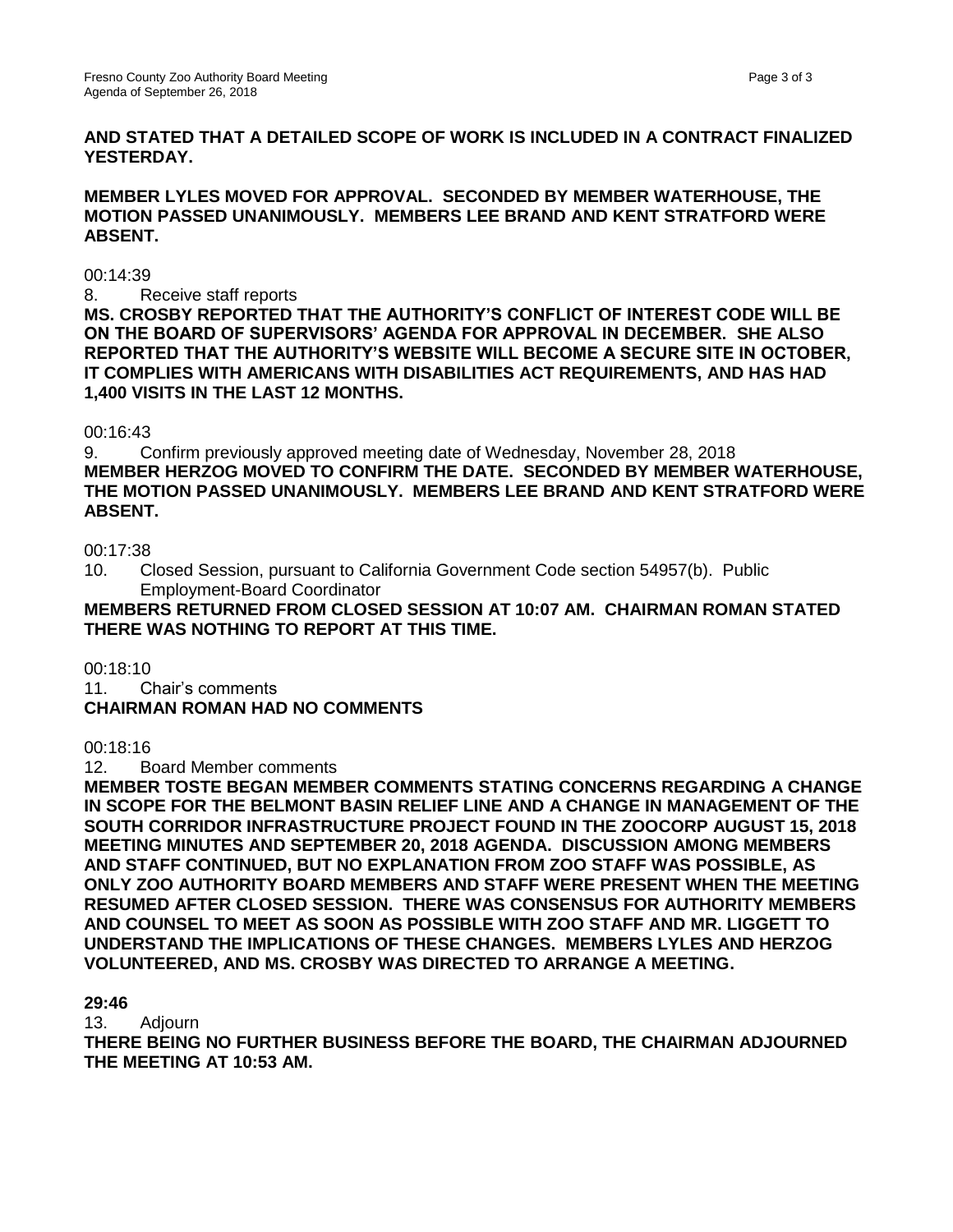**AND STATED THAT A DETAILED SCOPE OF WORK IS INCLUDED IN A CONTRACT FINALIZED YESTERDAY.**

**MEMBER LYLES MOVED FOR APPROVAL. SECONDED BY MEMBER WATERHOUSE, THE MOTION PASSED UNANIMOUSLY. MEMBERS LEE BRAND AND KENT STRATFORD WERE ABSENT.**

00:14:39

8. Receive staff reports

**MS. CROSBY REPORTED THAT THE AUTHORITY'S CONFLICT OF INTEREST CODE WILL BE ON THE BOARD OF SUPERVISORS' AGENDA FOR APPROVAL IN DECEMBER. SHE ALSO REPORTED THAT THE AUTHORITY'S WEBSITE WILL BECOME A SECURE SITE IN OCTOBER, IT COMPLIES WITH AMERICANS WITH DISABILITIES ACT REQUIREMENTS, AND HAS HAD 1,400 VISITS IN THE LAST 12 MONTHS.**

00:16:43

9. Confirm previously approved meeting date of Wednesday, November 28, 2018

**MEMBER HERZOG MOVED TO CONFIRM THE DATE. SECONDED BY MEMBER WATERHOUSE, THE MOTION PASSED UNANIMOUSLY. MEMBERS LEE BRAND AND KENT STRATFORD WERE ABSENT.**

00:17:38

10. Closed Session, pursuant to California Government Code section 54957(b). Public Employment-Board Coordinator

**MEMBERS RETURNED FROM CLOSED SESSION AT 10:07 AM. CHAIRMAN ROMAN STATED THERE WAS NOTHING TO REPORT AT THIS TIME.**

00:18:10

11. Chair's comments

**CHAIRMAN ROMAN HAD NO COMMENTS**

00:18:16

12. Board Member comments

**MEMBER TOSTE BEGAN MEMBER COMMENTS STATING CONCERNS REGARDING A CHANGE IN SCOPE FOR THE BELMONT BASIN RELIEF LINE AND A CHANGE IN MANAGEMENT OF THE SOUTH CORRIDOR INFRASTRUCTURE PROJECT FOUND IN THE ZOOCORP AUGUST 15, 2018 MEETING MINUTES AND SEPTEMBER 20, 2018 AGENDA. DISCUSSION AMONG MEMBERS AND STAFF CONTINUED, BUT NO EXPLANATION FROM ZOO STAFF WAS POSSIBLE, AS ONLY ZOO AUTHORITY BOARD MEMBERS AND STAFF WERE PRESENT WHEN THE MEETING RESUMED AFTER CLOSED SESSION. THERE WAS CONSENSUS FOR AUTHORITY MEMBERS AND COUNSEL TO MEET AS SOON AS POSSIBLE WITH ZOO STAFF AND MR. LIGGETT TO UNDERSTAND THE IMPLICATIONS OF THESE CHANGES. MEMBERS LYLES AND HERZOG VOLUNTEERED, AND MS. CROSBY WAS DIRECTED TO ARRANGE A MEETING.**

**29:46**

13. Adjourn

**THERE BEING NO FURTHER BUSINESS BEFORE THE BOARD, THE CHAIRMAN ADJOURNED THE MEETING AT 10:53 AM.**